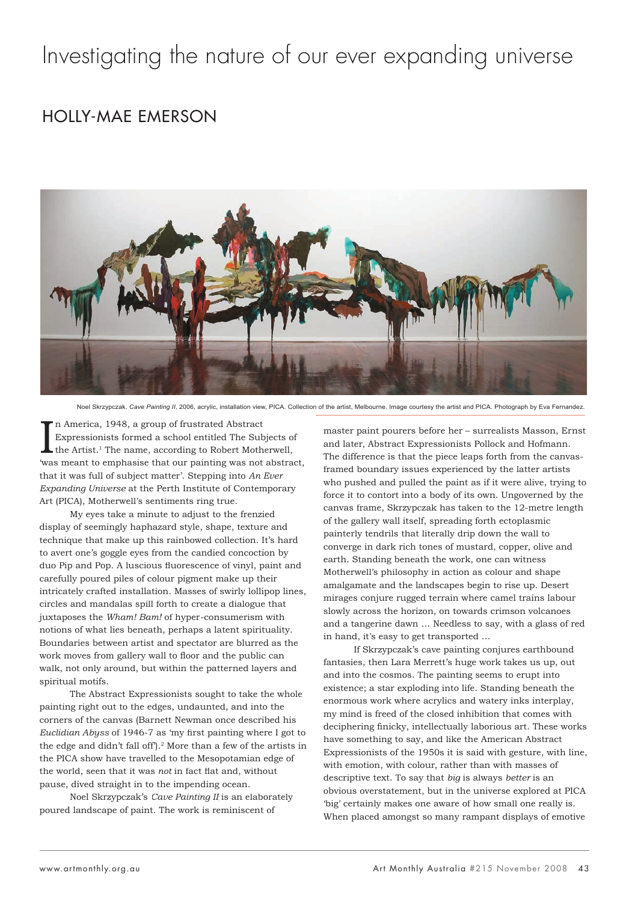# Investigating the nature of our ever expanding universe

## HOLLY-MAE EMERSON

Noel Skrzypczak. *Cave Painting II*, 2006, acrylic, installation view, PICA. Collection of the artist, Melbourne. Image courtesy the artist and PICA. Photograph by Eva Fernandez.

In America, 1948, a group of frustrated Abstract Expressionists formed a school entitled The Subjects of the Artist.[1] The name, according to Robert Motherwell, 'was meant to emphasise that our painting was not abstract, that it was full of subject matter'. Stepping into *An Ever Expanding Universe* at the Perth Institute of Contemporary Art (PICA), Motherwell's sentiments ring true.

My eyes take a minute to adjust to the frenzied display of seemingly haphazard style, shape, texture and technique that make up this rainbowed collection. It's hard to avert one's goggle eyes from the candied concoction by duo Pip and Pop. A luscious fluorescence of vinyl, paint and carefully poured piles of colour pigment make up their intricately crafted installation. Masses of swirly lollipop lines, circles and mandalas spill forth to create a dialogue that juxtaposes the *Wham! Bam!* of hyper-consumerism with notions of what lies beneath, perhaps a latent spirituality. Boundaries between artist and spectator are blurred as the work moves from gallery wall to floor and the public can walk, not only around, but within the patterned layers and spiritual motifs.

The Abstract Expressionists sought to take the whole painting right out to the edges, undaunted, and into the corners of the canvas (Barnett Newman once described his *Euclidian Abyss* of 1946-7 as 'my first painting where I got to the edge and didn't fall off').[2] More than a few of the artists in the PICA show have travelled to the Mesopotamian edge of the world, seen that it was *not* in fact flat and, without pause, dived straight in to the impending ocean.

Noel Skrzypczak's *Cave Painting II* is an elaborately poured landscape of paint. The work is reminiscent of master paint pourers before her – surrealists Masson, Ernst and later, Abstract Expressionists Pollock and Hofmann. The difference is that the piece leaps forth from the canvas-framed boundary issues experienced by the latter artists who pushed and pulled the paint as if it were alive, trying to force it to contort into a body of its own. Ungoverned by the canvas frame, Skrzypczak has taken to the 12-metre length of the gallery wall itself, spreading forth ectoplasmic painterly tendrils that literally drip down the wall to converge in dark rich tones of mustard, copper, olive and earth. Standing beneath the work, one can witness Motherwell's philosophy in action as colour and shape amalgamate and the landscapes begin to rise up. Desert mirages conjure rugged terrain where camel trains labour slowly across the horizon, on towards crimson volcanoes and a tangerine dawn … Needless to say, with a glass of red in hand, it's easy to get transported …

If Skrzypczak's cave painting conjures earthbound fantasies, then Lara Merrett's huge work takes us up, out and into the cosmos. The painting seems to erupt into existence; a star exploding into life. Standing beneath the enormous work where acrylics and watery inks interplay, my mind is freed of the closed inhibition that comes with deciphering finicky, intellectually laborious art. These works have something to say, and like the American Abstract Expressionists of the 1950s it is said with gesture, with line, with emotion, with colour, rather than with masses of descriptive text. To say that *big* is always *better* is an obvious overstatement, but in the universe explored at PICA 'big' certainly makes one aware of how small one really is. When placed amongst so many rampant displays of emotive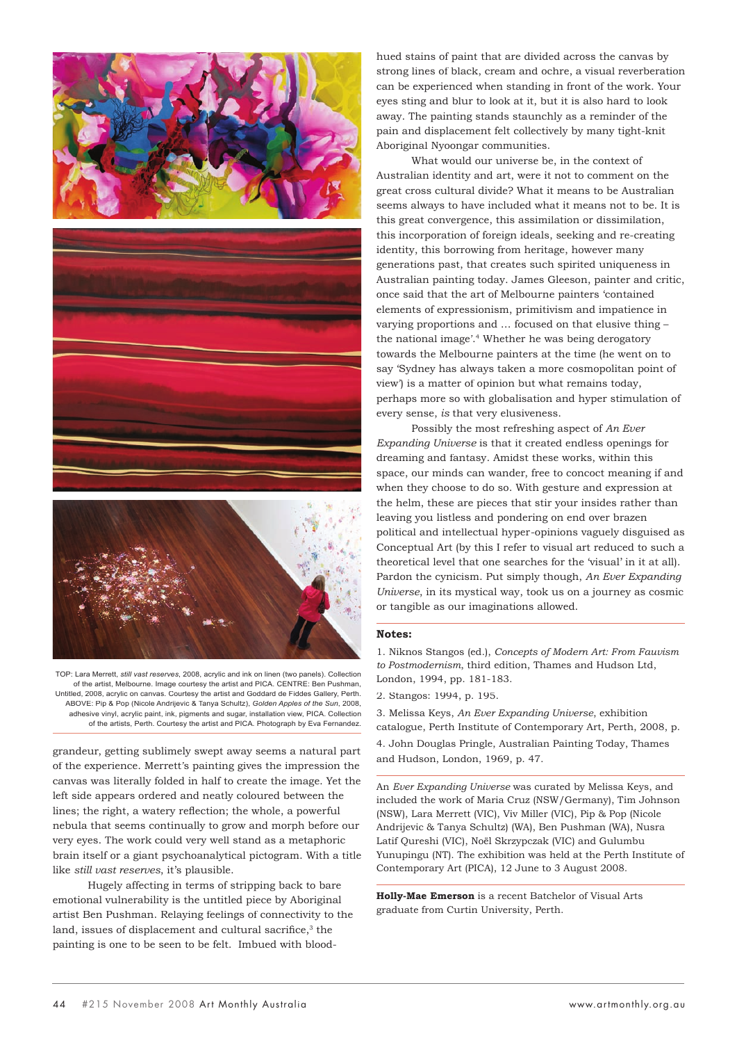TOP: Lara Merrett, *still vast reserves*, 2008, acrylic and ink on linen (two panels). Collection of the artist, Melbourne. Image courtesy the artist and PICA. CENTRE: Ben Pushman, Untitled, 2008, acrylic on canvas. Courtesy the artist and Goddard de Fiddes Gallery, Perth. ABOVE: Pip & Pop (Nicole Andrijevic & Tanya Schultz), *Golden Apples of the Sun*, 2008, adhesive vinyl, acrylic paint, ink, pigments and sugar, installation view, PICA. Collection of the artists, Perth. Courtesy the artist and PICA. Photograph by Eva Fernandez.

grandeur, getting sublimely swept away seems a natural part of the experience. Merrett's painting gives the impression the canvas was literally folded in half to create the image. Yet the left side appears ordered and neatly coloured between the lines; the right, a watery reflection; the whole, a powerful nebula that seems continually to grow and morph before our very eyes. The work could very well stand as a metaphoric brain itself or a giant psychoanalytical pictogram. With a title like *still vast reserves*, it's plausible.

Hugely affecting in terms of stripping back to bare emotional vulnerability is the untitled piece by Aboriginal artist Ben Pushman. Relaying feelings of connectivity to the land, issues of displacement and cultural sacrifice,[3] the painting is one to be seen to be felt. Imbued with blood-hued stains of paint that are divided across the canvas by strong lines of black, cream and ochre, a visual reverberation can be experienced when standing in front of the work. Your eyes sting and blur to look at it, but it is also hard to look away. The painting stands staunchly as a reminder of the pain and displacement felt collectively by many tight-knit Aboriginal Nyoongar communities.

What would our universe be, in the context of Australian identity and art, were it not to comment on the great cross cultural divide? What it means to be Australian seems always to have included what it means not to be. It is this great convergence, this assimilation or dissimilation, this incorporation of foreign ideals, seeking and re-creating identity, this borrowing from heritage, however many generations past, that creates such spirited uniqueness in Australian painting today. James Gleeson, painter and critic, once said that the art of Melbourne painters 'contained elements of expressionism, primitivism and impatience in varying proportions and ... focused on that elusive thing – the national image'.[4] Whether he was being derogatory towards the Melbourne painters at the time (he went on to say 'Sydney has always taken a more cosmopolitan point of view') is a matter of opinion but what remains today, perhaps more so with globalisation and hyper stimulation of every sense, *is* that very elusiveness.

Possibly the most refreshing aspect of *An Ever Expanding Universe* is that it created endless openings for dreaming and fantasy. Amidst these works, within this space, our minds can wander, free to concoct meaning if and when they choose to do so. With gesture and expression at the helm, these are pieces that stir your insides rather than leaving you listless and pondering on end over brazen political and intellectual hyper-opinions vaguely disguised as Conceptual Art (by this I refer to visual art reduced to such a theoretical level that one searches for the 'visual' in it at all). Pardon the cynicism. Put simply though, *An Ever Expanding Universe*, in its mystical way, took us on a journey as cosmic or tangible as our imaginations allowed.

**Notes:**

1. Niknos Stangos (ed.), *Concepts of Modern Art: From Fauvism to Postmodernism*, third edition, Thames and Hudson Ltd, London, 1994, pp. 181-183.
2. Stangos: 1994, p. 195.
3. Melissa Keys, *An Ever Expanding Universe*, exhibition catalogue, Perth Institute of Contemporary Art, Perth, 2008, p.
4. John Douglas Pringle, Australian Painting Today, Thames and Hudson, London, 1969, p. 47.

An *Ever Expanding Universe* was curated by Melissa Keys, and included the work of Maria Cruz (NSW/Germany), Tim Johnson (NSW), Lara Merrett (VIC), Viv Miller (VIC), Pip & Pop (Nicole Andrijevic & Tanya Schultz) (WA), Ben Pushman (WA), Nusra Latif Qureshi (VIC), Noël Skrzypczak (VIC) and Gulumbu Yunupingu (NT). The exhibition was held at the Perth Institute of Contemporary Art (PICA), 12 June to 3 August 2008.

**Holly-Mae Emerson** is a recent Batchelor of Visual Arts graduate from Curtin University, Perth.